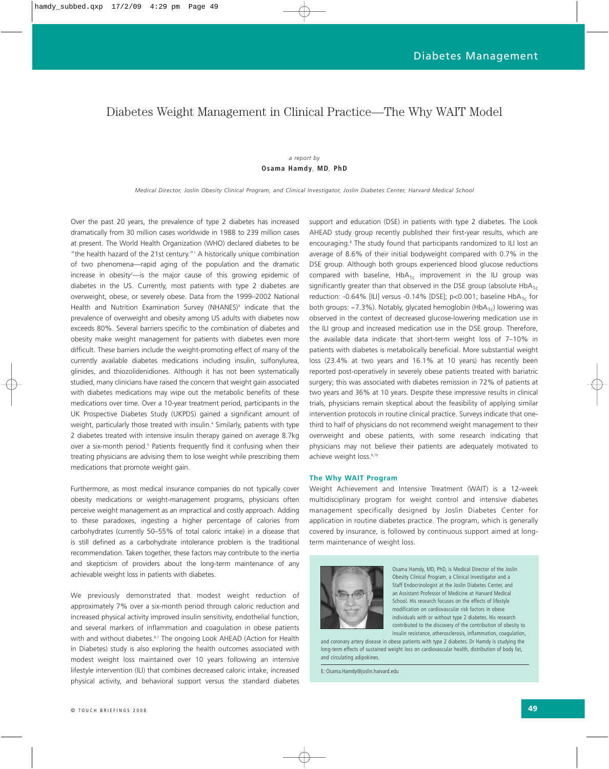# Diabetes Weight Management in Clinical Practice—The Why WAIT Model

*a report by*

**Osama Hamdy, MD, PhD**

*Medical Director, Joslin Obesity Clinical Program, and Clinical Investigator, Joslin Diabetes Center, Harvard Medical School*

Over the past 20 years, the prevalence of type 2 diabetes has increased dramatically from 30 million cases worldwide in 1988 to 239 million cases at present. The World Health Organization (WHO) declared diabetes to be "the health hazard of the 21st century."[1] A historically unique combination of two phenomena—rapid aging of the population and the dramatic increase in obesity[2]—is the major cause of this growing epidemic of diabetes in the US. Currently, most patients with type 2 diabetes are overweight, obese, or severely obese. Data from the 1999–2002 National Health and Nutrition Examination Survey (NHANES)[3] indicate that the prevalence of overweight and obesity among US adults with diabetes now exceeds 80%. Several barriers specific to the combination of diabetes and obesity make weight management for patients with diabetes even more difficult. These barriers include the weight-promoting effect of many of the currently available diabetes medications including insulin, sulfonylurea, glinides, and thiozolidenidiones. Although it has not been systematically studied, many clinicians have raised the concern that weight gain associated with diabetes medications may wipe out the metabolic benefits of these medications over time. Over a 10-year treatment period, participants in the UK Prospective Diabetes Study (UKPDS) gained a significant amount of weight, particularly those treated with insulin.[4] Similarly, patients with type 2 diabetes treated with intensive insulin therapy gained on average 8.7kg over a six-month period.[5] Patients frequently find it confusing when their treating physicians are advising them to lose weight while prescribing them medications that promote weight gain.

Furthermore, as most medical insurance companies do not typically cover obesity medications or weight-management programs, physicians often perceive weight management as an impractical and costly approach. Adding to these paradoxes, ingesting a higher percentage of calories from carbohydrates (currently 50–55% of total caloric intake) in a disease that is still defined as a carbohydrate intolerance problem is the traditional recommendation. Taken together, these factors may contribute to the inertia and skepticism of providers about the long-term maintenance of any achievable weight loss in patients with diabetes.

We previously demonstrated that modest weight reduction of approximately 7% over a six-month period through caloric reduction and increased physical activity improved insulin sensitivity, endothelial function, and several markers of inflammation and coagulation in obese patients with and without diabetes.[6,7] The ongoing Look AHEAD (Action for Health in Diabetes) study is also exploring the health outcomes associated with modest weight loss maintained over 10 years following an intensive lifestyle intervention (ILI) that combines decreased caloric intake, increased physical activity, and behavioral support versus the standard diabetes support and education (DSE) in patients with type 2 diabetes. The Look AHEAD study group recently published their first-year results, which are encouraging.[8] The study found that participants randomized to ILI lost an average of 8.6% of their initial bodyweight compared with 0.7% in the DSE group. Although both groups experienced blood glucose reductions compared with baseline, $HbA_{1c}$ improvement in the ILI group was significantly greater than that observed in the DSE group (absolute $HbA_{1c}$ reduction: -0.64% [ILI] versus -0.14% [DSE]; $p<0.001$; baseline $HbA_{1c}$ for both groups: ~7.3%). Notably, glycated hemoglobin ($HbA_{1c}$) lowering was observed in the context of decreased glucose-lowering medication use in the ILI group and increased medication use in the DSE group. Therefore, the available data indicate that short-term weight loss of 7–10% in patients with diabetes is metabolically beneficial. More substantial weight loss (23.4% at two years and 16.1% at 10 years) has recently been reported post-operatively in severely obese patients treated with bariatric surgery; this was associated with diabetes remission in 72% of patients at two years and 36% at 10 years. Despite these impressive results in clinical trials, physicians remain skeptical about the feasibility of applying similar intervention protocols in routine clinical practice. Surveys indicate that one-third to half of physicians do not recommend weight management to their overweight and obese patients, with some research indicating that physicians may not believe their patients are adequately motivated to achieve weight loss.[9,10]

## The Why WAIT Program

Weight Achievement and Intensive Treatment (WAIT) is a 12-week multidisciplinary program for weight control and intensive diabetes management specifically designed by Joslin Diabetes Center for application in routine diabetes practice. The program, which is generally covered by insurance, is followed by continuous support aimed at long-term maintenance of weight loss.

Osama Hamdy, MD, PhD, is Medical Director of the Joslin Obesity Clinical Program, a Clinical Investigator and a Staff Endocrinologist at the Joslin Diabetes Center, and an Assistant Professor of Medicine at Harvard Medical School. His research focuses on the effects of lifestyle modification on cardiovascular risk factors in obese individuals with or without type 2 diabetes. His research contributed to the discovery of the contribution of obesity to insulin resistance, atherosclerosis, inflammation, coagulation, and coronary artery disease in obese patients with type 2 diabetes. Dr Hamdy is studying the long-term effects of sustained weight loss on cardiovascular health, distribution of body fat, and circulating adipokines.

E: Osama.Hamdy@joslin.harvard.edu

© TOUCH BRIEFINGS 2008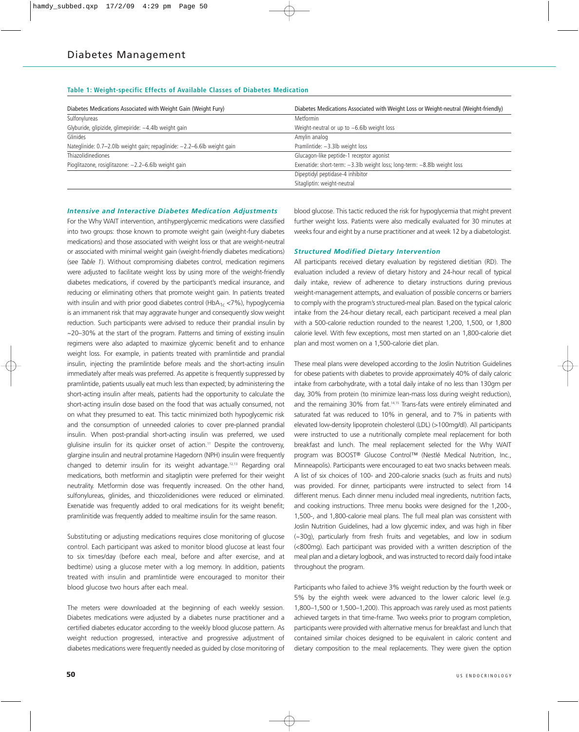**Table 1: Weight-specific Effects of Available Classes of Diabetes Medication**

| Diabetes Medications Associated with Weight Gain (Weight Fury) | Diabetes Medications Associated with Weight Loss or Weight-neutral (Weight-friendly) |
|---|---|
| Sulfonylureas | Metformin |
| Glyburide, glipizide, glimepiride: ~4.4lb weight gain | Weight-neutral or up to ~6.6lb weight loss |
| Glinides | Amylin analog |
| Nateglinide: 0.7–2.0lb weight gain; repaglinide: ~2.2–6.6lb weight gain | Pramlintide: ~3.3lb weight loss |
| Thiazolidinediones | Glucagon-like peptide-1 receptor agonist |
| Pioglitazone, rosiglitazone: ~2.2–6.6lb weight gain | Exenatide: short-term: ~3.3lb weight loss; long-term: ~8.8lb weight loss |
| | Dipeptidyl peptidase-4 inhibitor |
| | Sitagliptin: weight-neutral |

### *Intensive and Interactive Diabetes Medication Adjustments*

For the Why WAIT intervention, antihyperglycemic medications were classified into two groups: those known to promote weight gain (weight-fury diabetes medications) and those associated with weight loss or that are weight-neutral or associated with minimal weight gain (weight-friendly diabetes medications) (see *Table 1*). Without compromising diabetes control, medication regimens were adjusted to facilitate weight loss by using more of the weight-friendly diabetes medications, if covered by the participant's medical insurance, and reducing or eliminating others that promote weight gain. In patients treated with insulin and with prior good diabetes control ($HbA_{1c}$ <7%), hypoglycemia is an immanent risk that may aggravate hunger and consequently slow weight reduction. Such participants were advised to reduce their prandial insulin by ~20–30% at the start of the program. Patterns and timing of existing insulin regimens were also adapted to maximize glycemic benefit and to enhance weight loss. For example, in patients treated with pramlintide and prandial insulin, injecting the pramlintide before meals and the short-acting insulin immediately after meals was preferred. As appetite is frequently suppressed by pramlintide, patients usually eat much less than expected; by administering the short-acting insulin after meals, patients had the opportunity to calculate the short-acting insulin dose based on the food that was actually consumed, not on what they presumed to eat. This tactic minimized both hypoglycemic risk and the consumption of unneeded calories to cover pre-planned prandial insulin. When post-prandial short-acting insulin was preferred, we used glulisine insulin for its quicker onset of action.[11] Despite the controversy, glargine insulin and neutral protamine Hagedorn (NPH) insulin were frequently changed to detemir insulin for its weight advantage.[12,13] Regarding oral medications, both metformin and sitagliptin were preferred for their weight neutrality. Metformin dose was frequently increased. On the other hand, sulfonylureas, glinides, and thiozolidenidiones were reduced or eliminated. Exenatide was frequently added to oral medications for its weight benefit; pramlinitide was frequently added to mealtime insulin for the same reason.

Substituting or adjusting medications requires close monitoring of glucose control. Each participant was asked to monitor blood glucose at least four to six times/day (before each meal, before and after exercise, and at bedtime) using a glucose meter with a log memory. In addition, patients treated with insulin and pramlintide were encouraged to monitor their blood glucose two hours after each meal.

The meters were downloaded at the beginning of each weekly session. Diabetes medications were adjusted by a diabetes nurse practitioner and a certified diabetes educator according to the weekly blood glucose pattern. As weight reduction progressed, interactive and progressive adjustment of diabetes medications were frequently needed as guided by close monitoring of blood glucose. This tactic reduced the risk for hypoglycemia that might prevent further weight loss. Patients were also medically evaluated for 30 minutes at weeks four and eight by a nurse practitioner and at week 12 by a diabetologist.

### *Structured Modified Dietary Intervention*

All participants received dietary evaluation by registered dietitian (RD). The evaluation included a review of dietary history and 24-hour recall of typical daily intake, review of adherence to dietary instructions during previous weight-management attempts, and evaluation of possible concerns or barriers to comply with the program's structured-meal plan. Based on the typical caloric intake from the 24-hour dietary recall, each participant received a meal plan with a 500-calorie reduction rounded to the nearest 1,200, 1,500, or 1,800 calorie level. With few exceptions, most men started on an 1,800-calorie diet plan and most women on a 1,500-calorie diet plan.

These meal plans were developed according to the Joslin Nutrition Guidelines for obese patients with diabetes to provide approximately 40% of daily caloric intake from carbohydrate, with a total daily intake of no less than 130gm per day, 30% from protein (to minimize lean-mass loss during weight reduction), and the remaining 30% from fat.[14,15] Trans-fats were entirely eliminated and saturated fat was reduced to 10% in general, and to 7% in patients with elevated low-density lipoprotein cholesterol (LDL) (>100mg/dl). All participants were instructed to use a nutritionally complete meal replacement for both breakfast and lunch. The meal replacement selected for the Why WAIT program was BOOST® Glucose Control™ (Nestlé Medical Nutrition, Inc., Minneapolis). Participants were encouraged to eat two snacks between meals. A list of six choices of 100- and 200-calorie snacks (such as fruits and nuts) was provided. For dinner, participants were instructed to select from 14 different menus. Each dinner menu included meal ingredients, nutrition facts, and cooking instructions. Three menu books were designed for the 1,200-, 1,500-, and 1,800-calorie meal plans. The full meal plan was consistent with Joslin Nutrition Guidelines, had a low glycemic index, and was high in fiber (~30g), particularly from fresh fruits and vegetables, and low in sodium (<800mg). Each participant was provided with a written description of the meal plan and a dietary logbook, and was instructed to record daily food intake throughout the program.

Participants who failed to achieve 3% weight reduction by the fourth week or 5% by the eighth week were advanced to the lower caloric level (e.g. 1,800–1,500 or 1,500–1,200). This approach was rarely used as most patients achieved targets in that time-frame. Two weeks prior to program completion, participants were provided with alternative menus for breakfast and lunch that contained similar choices designed to be equivalent in caloric content and dietary composition to the meal replacements. They were given the option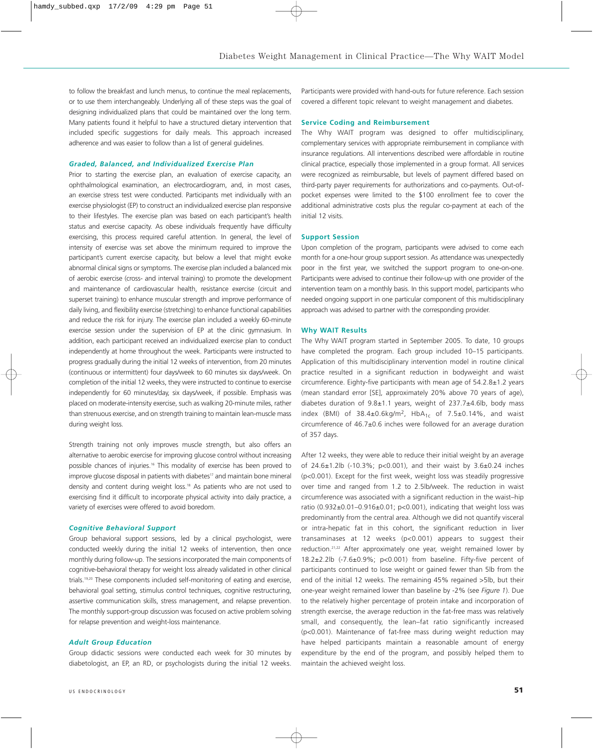to follow the breakfast and lunch menus, to continue the meal replacements, or to use them interchangeably. Underlying all of these steps was the goal of designing individualized plans that could be maintained over the long term. Many patients found it helpful to have a structured dietary intervention that included specific suggestions for daily meals. This approach increased adherence and was easier to follow than a list of general guidelines.

### *Graded, Balanced, and Individualized Exercise Plan*

Prior to starting the exercise plan, an evaluation of exercise capacity, an ophthalmological examination, an electrocardiogram, and, in most cases, an exercise stress test were conducted. Participants met individually with an exercise physiologist (EP) to construct an individualized exercise plan responsive to their lifestyles. The exercise plan was based on each participant's health status and exercise capacity. As obese individuals frequently have difficulty exercising, this process required careful attention. In general, the level of intensity of exercise was set above the minimum required to improve the participant's current exercise capacity, but below a level that might evoke abnormal clinical signs or symptoms. The exercise plan included a balanced mix of aerobic exercise (cross- and interval training) to promote the development and maintenance of cardiovascular health, resistance exercise (circuit and superset training) to enhance muscular strength and improve performance of daily living, and flexibility exercise (stretching) to enhance functional capabilities and reduce the risk for injury. The exercise plan included a weekly 60-minute exercise session under the supervision of EP at the clinic gymnasium. In addition, each participant received an individualized exercise plan to conduct independently at home throughout the week. Participants were instructed to progress gradually during the initial 12 weeks of intervention, from 20 minutes (continuous or intermittent) four days/week to 60 minutes six days/week. On completion of the initial 12 weeks, they were instructed to continue to exercise independently for 60 minutes/day, six days/week, if possible. Emphasis was placed on moderate-intensity exercise, such as walking 20-minute miles, rather than strenuous exercise, and on strength training to maintain lean-muscle mass during weight loss.

Strength training not only improves muscle strength, but also offers an alternative to aerobic exercise for improving glucose control without increasing possible chances of injuries.[16] This modality of exercise has been proved to improve glucose disposal in patients with diabetes[17] and maintain bone mineral density and content during weight loss.[18] As patients who are not used to exercising find it difficult to incorporate physical activity into daily practice, a variety of exercises were offered to avoid boredom.

### *Cognitive Behavioral Support*

Group behavioral support sessions, led by a clinical psychologist, were conducted weekly during the initial 12 weeks of intervention, then once monthly during follow-up. The sessions incorporated the main components of cognitive-behavioral therapy for weight loss already validated in other clinical trials.[19,20] These components included self-monitoring of eating and exercise, behavioral goal setting, stimulus control techniques, cognitive restructuring, assertive communication skills, stress management, and relapse prevention. The monthly support-group discussion was focused on active problem solving for relapse prevention and weight-loss maintenance.

### *Adult Group Education*

Group didactic sessions were conducted each week for 30 minutes by diabetologist, an EP, an RD, or psychologists during the initial 12 weeks. Participants were provided with hand-outs for future reference. Each session covered a different topic relevant to weight management and diabetes.

### Service Coding and Reimbursement

The Why WAIT program was designed to offer multidisciplinary, complementary services with appropriate reimbursement in compliance with insurance regulations. All interventions described were affordable in routine clinical practice, especially those implemented in a group format. All services were recognized as reimbursable, but levels of payment differed based on third-party payer requirements for authorizations and co-payments. Out-of-pocket expenses were limited to the $100 enrollment fee to cover the additional administrative costs plus the regular co-payment at each of the initial 12 visits.

### Support Session

Upon completion of the program, participants were advised to come each month for a one-hour group support session. As attendance was unexpectedly poor in the first year, we switched the support program to one-on-one. Participants were advised to continue their follow-up with one provider of the intervention team on a monthly basis. In this support model, participants who needed ongoing support in one particular component of this multidisciplinary approach was advised to partner with the corresponding provider.

### Why WAIT Results

The Why WAIT program started in September 2005. To date, 10 groups have completed the program. Each group included 10–15 participants. Application of this multidisciplinary intervention model in routine clinical practice resulted in a significant reduction in bodyweight and waist circumference. Eighty-five participants with mean age of 54.2.8±1.2 years (mean standard error [SE], approximately 20% above 70 years of age), diabetes duration of 9.8±1.1 years, weight of 237.7±4.6lb, body mass index (BMI) of 38.4±0.6kg/m$^2$, $HbA_{1c}$ of 7.5±0.14%, and waist circumference of 46.7±0.6 inches were followed for an average duration of 357 days.

After 12 weeks, they were able to reduce their initial weight by an average of 24.6±1.2lb (-10.3%; p<0.001), and their waist by 3.6±0.24 inches (p<0.001). Except for the first week, weight loss was steadily progressive over time and ranged from 1.2 to 2.5lb/week. The reduction in waist circumference was associated with a significant reduction in the waist–hip ratio (0.932±0.01–0.916±0.01; p<0.001), indicating that weight loss was predominantly from the central area. Although we did not quantify visceral or intra-hepatic fat in this cohort, the significant reduction in liver transaminases at 12 weeks (p<0.001) appears to suggest their reduction.[21,22] After approximately one year, weight remained lower by 18.2±2.2lb (-7.6±0.9%; p<0.001) from baseline. Fifty-five percent of participants continued to lose weight or gained fewer than 5lb from the end of the initial 12 weeks. The remaining 45% regained >5lb, but their one-year weight remained lower than baseline by -2% (see *Figure 1*). Due to the relatively higher percentage of protein intake and incorporation of strength exercise, the average reduction in the fat-free mass was relatively small, and consequently, the lean–fat ratio significantly increased (p<0.001). Maintenance of fat-free mass during weight reduction may have helped participants maintain a reasonable amount of energy expenditure by the end of the program, and possibly helped them to maintain the achieved weight loss.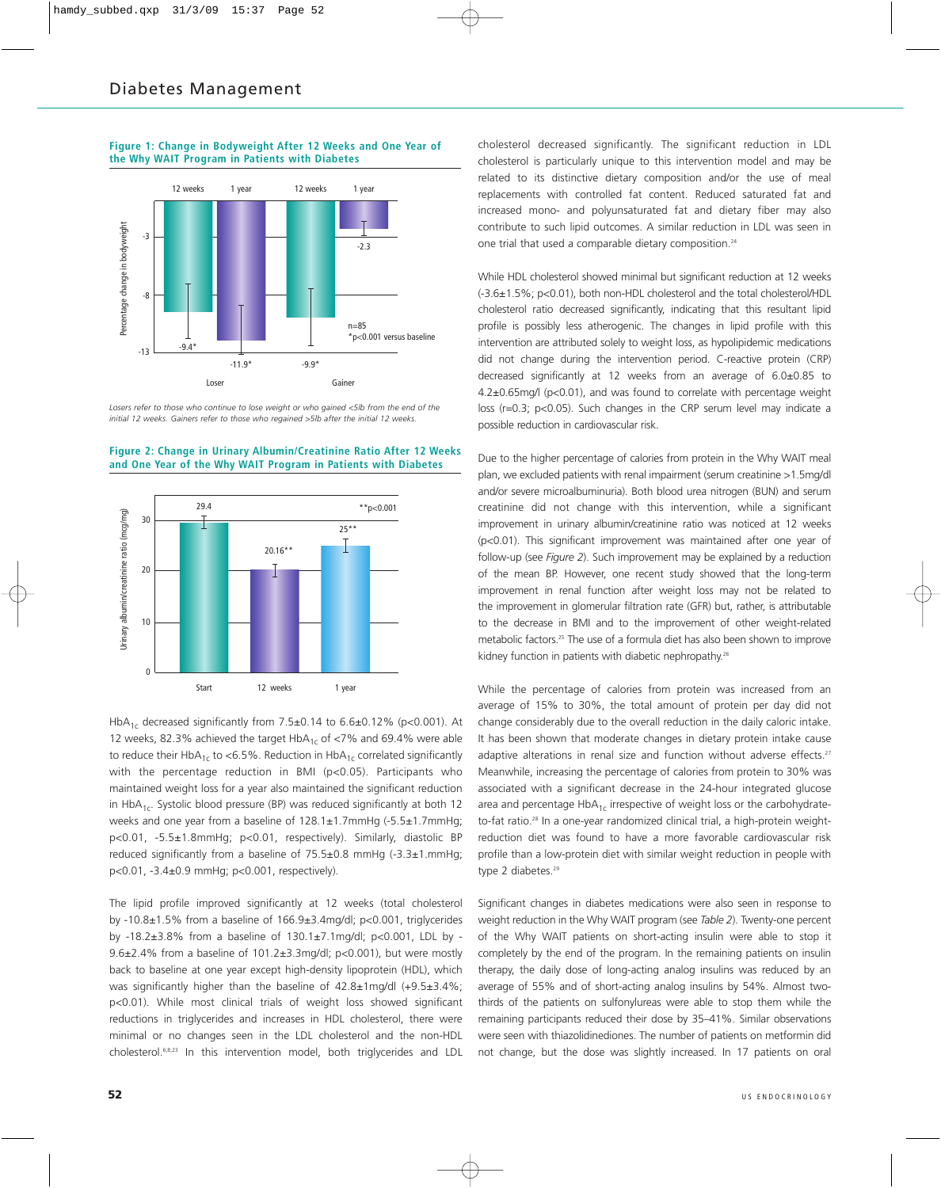**Figure 1: Change in Bodyweight After 12 Weeks and One Year of the Why WAIT Program in Patients with Diabetes**

*Losers refer to those who continue to lose weight or who gained <5lb from the end of the initial 12 weeks. Gainers refer to those who regained >5lb after the initial 12 weeks.*

**Figure 2: Change in Urinary Albumin/Creatinine Ratio After 12 Weeks and One Year of the Why WAIT Program in Patients with Diabetes**

$HbA_{1c}$ decreased significantly from 7.5±0.14 to 6.6±0.12% (p<0.001). At 12 weeks, 82.3% achieved the target $HbA_{1c}$ of <7% and 69.4% were able to reduce their $HbA_{1c}$ to <6.5%. Reduction in $HbA_{1c}$ correlated significantly with the percentage reduction in BMI (p<0.05). Participants who maintained weight loss for a year also maintained the significant reduction in $HbA_{1c}$. Systolic blood pressure (BP) was reduced significantly at both 12 weeks and one year from a baseline of 128.1±1.7mmHg (-5.5±1.7mmHg; p<0.01, -5.5±1.8mmHg; p<0.01, respectively). Similarly, diastolic BP reduced significantly from a baseline of 75.5±0.8 mmHg (-3.3±1.mmHg; p<0.01, -3.4±0.9 mmHg; p<0.001, respectively).

The lipid profile improved significantly at 12 weeks (total cholesterol by -10.8±1.5% from a baseline of 166.9±3.4mg/dl; p<0.001, triglycerides by -18.2±3.8% from a baseline of 130.1±7.1mg/dl; p<0.001, LDL by -9.6±2.4% from a baseline of 101.2±3.3mg/dl; p<0.001), but were mostly back to baseline at one year except high-density lipoprotein (HDL), which was significantly higher than the baseline of 42.8±1mg/dl (+9.5±3.4%; p<0.01). While most clinical trials of weight loss showed significant reductions in triglycerides and increases in HDL cholesterol, there were minimal or no changes seen in the LDL cholesterol and the non-HDL cholesterol.[6,8,23] In this intervention model, both triglycerides and LDL cholesterol decreased significantly. The significant reduction in LDL cholesterol is particularly unique to this intervention model and may be related to its distinctive dietary composition and/or the use of meal replacements with controlled fat content. Reduced saturated fat and increased mono- and polyunsaturated fat and dietary fiber may also contribute to such lipid outcomes. A similar reduction in LDL was seen in one trial that used a comparable dietary composition.[24]

While HDL cholesterol showed minimal but significant reduction at 12 weeks (-3.6±1.5%; p<0.01), both non-HDL cholesterol and the total cholesterol/HDL cholesterol ratio decreased significantly, indicating that this resultant lipid profile is possibly less atherogenic. The changes in lipid profile with this intervention are attributed solely to weight loss, as hypolipidemic medications did not change during the intervention period. C-reactive protein (CRP) decreased significantly at 12 weeks from an average of 6.0±0.85 to 4.2±0.65mg/l (p<0.01), and was found to correlate with percentage weight loss (r=0.3; p<0.05). Such changes in the CRP serum level may indicate a possible reduction in cardiovascular risk.

Due to the higher percentage of calories from protein in the Why WAIT meal plan, we excluded patients with renal impairment (serum creatinine >1.5mg/dl and/or severe microalbuminuria). Both blood urea nitrogen (BUN) and serum creatinine did not change with this intervention, while a significant improvement in urinary albumin/creatinine ratio was noticed at 12 weeks (p<0.01). This significant improvement was maintained after one year of follow-up (see *Figure 2*). Such improvement may be explained by a reduction of the mean BP. However, one recent study showed that the long-term improvement in renal function after weight loss may not be related to the improvement in glomerular filtration rate (GFR) but, rather, is attributable to the decrease in BMI and to the improvement of other weight-related metabolic factors.[25] The use of a formula diet has also been shown to improve kidney function in patients with diabetic nephropathy.[26]

While the percentage of calories from protein was increased from an average of 15% to 30%, the total amount of protein per day did not change considerably due to the overall reduction in the daily caloric intake. It has been shown that moderate changes in dietary protein intake cause adaptive alterations in renal size and function without adverse effects.[27] Meanwhile, increasing the percentage of calories from protein to 30% was associated with a significant decrease in the 24-hour integrated glucose area and percentage $HbA_{1c}$ irrespective of weight loss or the carbohydrate-to-fat ratio.[28] In a one-year randomized clinical trial, a high-protein weight-reduction diet was found to have a more favorable cardiovascular risk profile than a low-protein diet with similar weight reduction in people with type 2 diabetes.[29]

Significant changes in diabetes medications were also seen in response to weight reduction in the Why WAIT program (see *Table 2*). Twenty-one percent of the Why WAIT patients on short-acting insulin were able to stop it completely by the end of the program. In the remaining patients on insulin therapy, the daily dose of long-acting analog insulins was reduced by an average of 55% and of short-acting analog insulins by 54%. Almost two-thirds of the patients on sulfonylureas were able to stop them while the remaining participants reduced their dose by 35–41%. Similar observations were seen with thiazolidinediones. The number of patients on metformin did not change, but the dose was slightly increased. In 17 patients on oral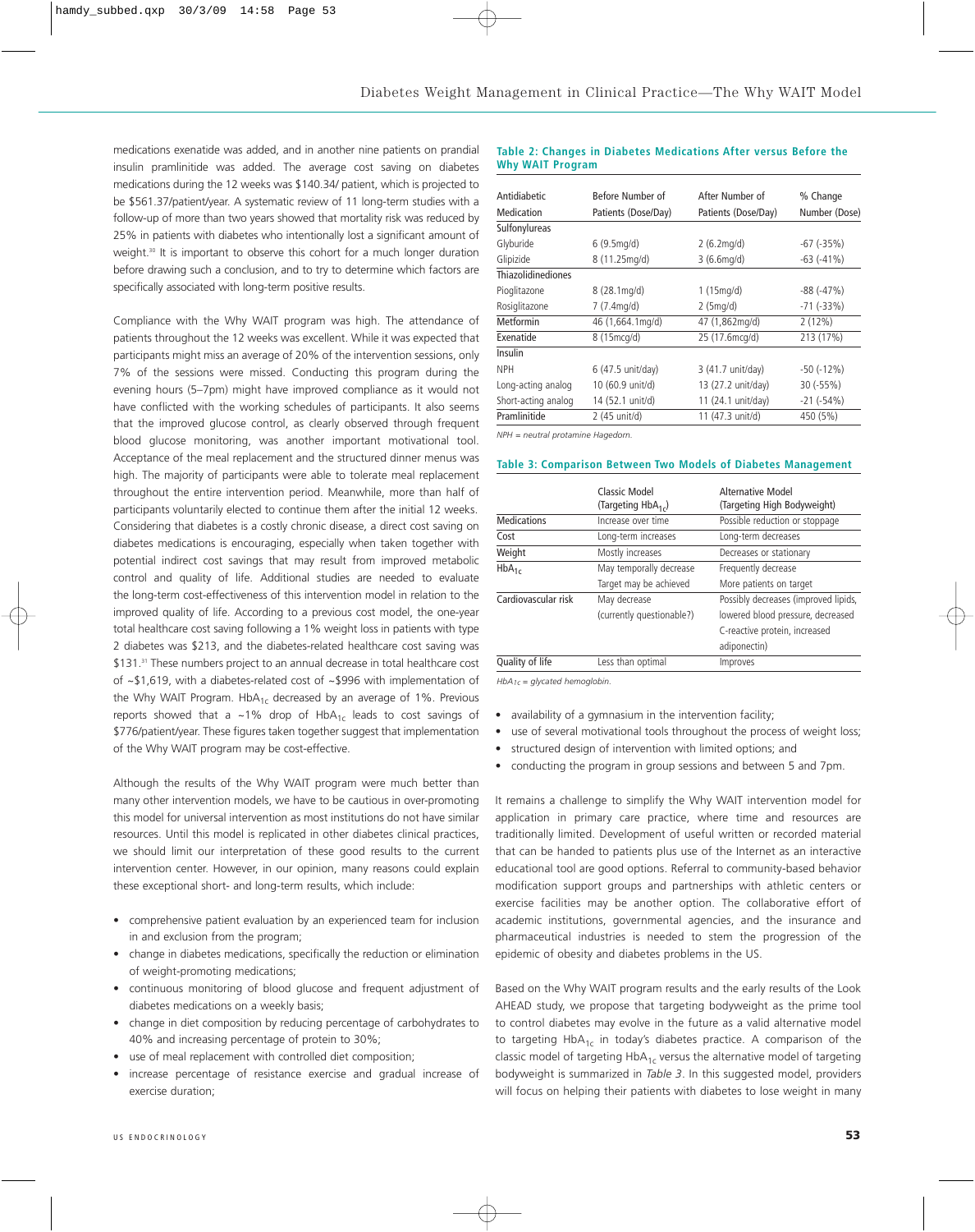medications exenatide was added, and in another nine patients on prandial insulin pramlinitide was added. The average cost saving on diabetes medications during the 12 weeks was $140.34/ patient, which is projected to be $561.37/patient/year. A systematic review of 11 long-term studies with a follow-up of more than two years showed that mortality risk was reduced by 25% in patients with diabetes who intentionally lost a significant amount of weight.[30] It is important to observe this cohort for a much longer duration before drawing such a conclusion, and to try to determine which factors are specifically associated with long-term positive results.

Compliance with the Why WAIT program was high. The attendance of patients throughout the 12 weeks was excellent. While it was expected that participants might miss an average of 20% of the intervention sessions, only 7% of the sessions were missed. Conducting this program during the evening hours (5–7pm) might have improved compliance as it would not have conflicted with the working schedules of participants. It also seems that the improved glucose control, as clearly observed through frequent blood glucose monitoring, was another important motivational tool. Acceptance of the meal replacement and the structured dinner menus was high. The majority of participants were able to tolerate meal replacement throughout the entire intervention period. Meanwhile, more than half of participants voluntarily elected to continue them after the initial 12 weeks. Considering that diabetes is a costly chronic disease, a direct cost saving on diabetes medications is encouraging, especially when taken together with potential indirect cost savings that may result from improved metabolic control and quality of life. Additional studies are needed to evaluate the long-term cost-effectiveness of this intervention model in relation to the improved quality of life. According to a previous cost model, the one-year total healthcare cost saving following a 1% weight loss in patients with type 2 diabetes was $213, and the diabetes-related healthcare cost saving was $131.[31] These numbers project to an annual decrease in total healthcare cost of ~$1,619, with a diabetes-related cost of ~$996 with implementation of the Why WAIT Program. $HbA_{1c}$ decreased by an average of 1%. Previous reports showed that a ~1% drop of $HbA_{1c}$ leads to cost savings of $776/patient/year. These figures taken together suggest that implementation of the Why WAIT program may be cost-effective.

Although the results of the Why WAIT program were much better than many other intervention models, we have to be cautious in over-promoting this model for universal intervention as most institutions do not have similar resources. Until this model is replicated in other diabetes clinical practices, we should limit our interpretation of these good results to the current intervention center. However, in our opinion, many reasons could explain these exceptional short- and long-term results, which include:

- comprehensive patient evaluation by an experienced team for inclusion in and exclusion from the program;
- change in diabetes medications, specifically the reduction or elimination of weight-promoting medications;
- continuous monitoring of blood glucose and frequent adjustment of diabetes medications on a weekly basis;
- change in diet composition by reducing percentage of carbohydrates to 40% and increasing percentage of protein to 30%;
- use of meal replacement with controlled diet composition;
- increase percentage of resistance exercise and gradual increase of exercise duration;
- availability of a gymnasium in the intervention facility;
- use of several motivational tools throughout the process of weight loss;
- structured design of intervention with limited options; and
- conducting the program in group sessions and between 5 and 7pm.

**Table 2: Changes in Diabetes Medications After versus Before the Why WAIT Program**

| Antidiabetic Medication | Before Number of Patients (Dose/Day) | After Number of Patients (Dose/Day) | % Change Number (Dose) |
|---|---|---|---|
| Sulfonylureas | | | |
| Glyburide | 6 (9.5mg/d) | 2 (6.2mg/d) | -67 (-35%) |
| Glipizide | 8 (11.25mg/d) | 3 (6.6mg/d) | -63 (-41%) |
| Thiazolidinediones | | | |
| Pioglitazone | 8 (28.1mg/d) | 1 (15mg/d) | -88 (-47%) |
| Rosiglitazone | 7 (7.4mg/d) | 2 (5mg/d) | -71 (-33%) |
| Metformin | 46 (1,664.1mg/d) | 47 (1,862mg/d) | 2 (12%) |
| Exenatide | 8 (15mcg/d) | 25 (17.6mcg/d) | 213 (17%) |
| Insulin | | | |
| NPH | 6 (47.5 unit/day) | 3 (41.7 unit/day) | -50 (-12%) |
| Long-acting analog | 10 (60.9 unit/d) | 13 (27.2 unit/day) | 30 (-55%) |
| Short-acting analog | 14 (52.1 unit/d) | 11 (24.1 unit/day) | -21 (-54%) |
| Pramlinitide | 2 (45 unit/d) | 11 (47.3 unit/d) | 450 (5%) |

*NPH = neutral protamine Hagedorn.*

**Table 3: Comparison Between Two Models of Diabetes Management**

| | Classic Model (Targeting $HbA_{1c}$) | Alternative Model (Targeting High Bodyweight) |
|---|---|---|
| Medications | Increase over time | Possible reduction or stoppage |
| Cost | Long-term increases | Long-term decreases |
| Weight | Mostly increases | Decreases or stationary |
| $HbA_{1c}$ | May temporally decrease<br>Target may be achieved | Frequently decrease<br>More patients on target |
| Cardiovascular risk | May decrease (currently questionable?) | Possibly decreases (improved lipids, lowered blood pressure, decreased C-reactive protein, increased adiponectin) |
| Quality of life | Less than optimal | Improves |

*$HbA_{1c}$ = glycated hemoglobin.*

It remains a challenge to simplify the Why WAIT intervention model for application in primary care practice, where time and resources are traditionally limited. Development of useful written or recorded material that can be handed to patients plus use of the Internet as an interactive educational tool are good options. Referral to community-based behavior modification support groups and partnerships with athletic centers or exercise facilities may be another option. The collaborative effort of academic institutions, governmental agencies, and the insurance and pharmaceutical industries is needed to stem the progression of the epidemic of obesity and diabetes problems in the US.

Based on the Why WAIT program results and the early results of the Look AHEAD study, we propose that targeting bodyweight as the prime tool to control diabetes may evolve in the future as a valid alternative model to targeting $HbA_{1c}$ in today's diabetes practice. A comparison of the classic model of targeting $HbA_{1c}$ versus the alternative model of targeting bodyweight is summarized in *Table 3*. In this suggested model, providers will focus on helping their patients with diabetes to lose weight in many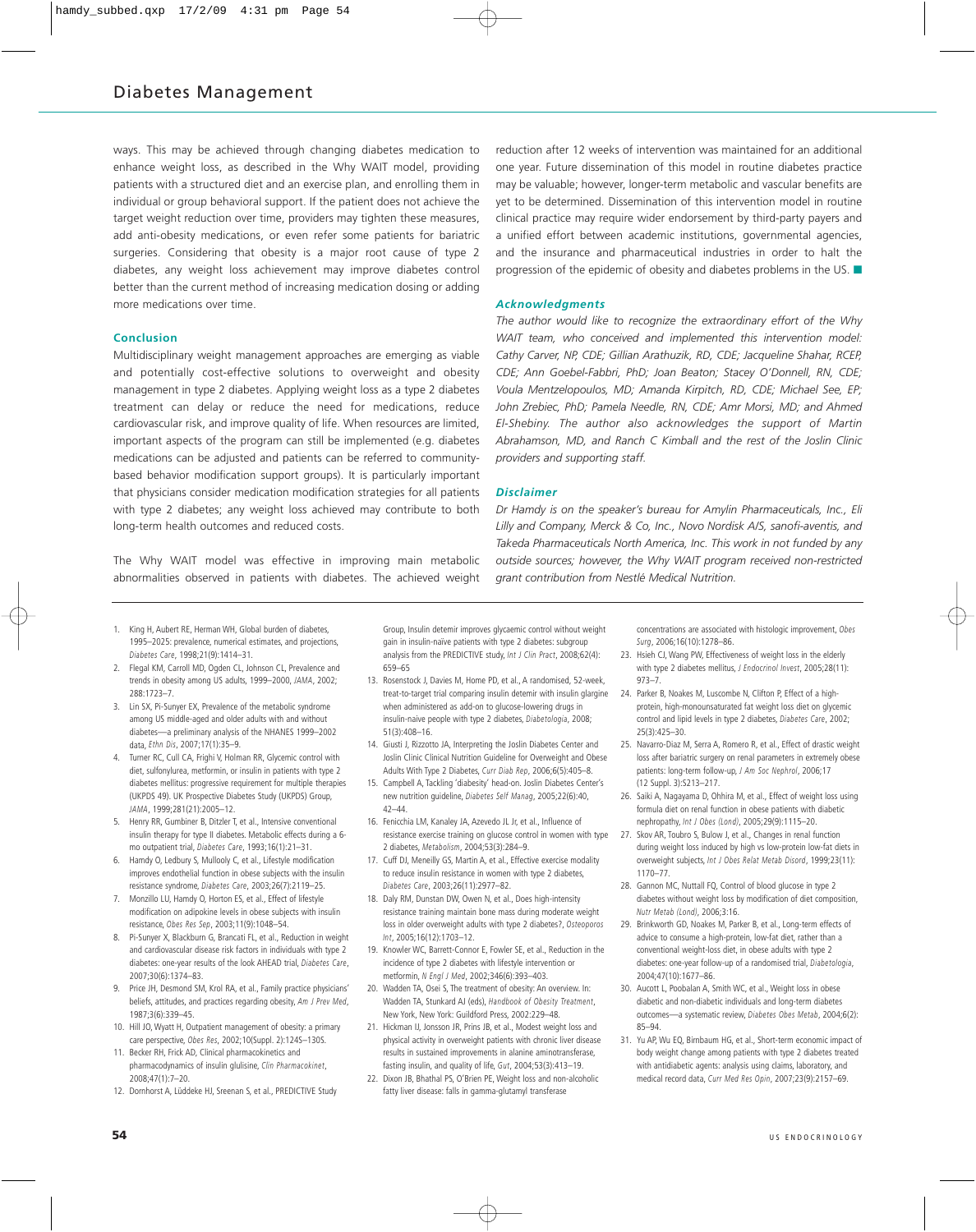ways. This may be achieved through changing diabetes medication to enhance weight loss, as described in the Why WAIT model, providing patients with a structured diet and an exercise plan, and enrolling them in individual or group behavioral support. If the patient does not achieve the target weight reduction over time, providers may tighten these measures, add anti-obesity medications, or even refer some patients for bariatric surgeries. Considering that obesity is a major root cause of type 2 diabetes, any weight loss achievement may improve diabetes control better than the current method of increasing medication dosing or adding more medications over time.

### Conclusion

Multidisciplinary weight management approaches are emerging as viable and potentially cost-effective solutions to overweight and obesity management in type 2 diabetes. Applying weight loss as a type 2 diabetes treatment can delay or reduce the need for medications, reduce cardiovascular risk, and improve quality of life. When resources are limited, important aspects of the program can still be implemented (e.g. diabetes medications can be adjusted and patients can be referred to community-based behavior modification support groups). It is particularly important that physicians consider medication modification strategies for all patients with type 2 diabetes; any weight loss achieved may contribute to both long-term health outcomes and reduced costs.

The Why WAIT model was effective in improving main metabolic abnormalities observed in patients with diabetes. The achieved weight reduction after 12 weeks of intervention was maintained for an additional one year. Future dissemination of this model in routine diabetes practice may be valuable; however, longer-term metabolic and vascular benefits are yet to be determined. Dissemination of this intervention model in routine clinical practice may require wider endorsement by third-party payers and a unified effort between academic institutions, governmental agencies, and the insurance and pharmaceutical industries in order to halt the progression of the epidemic of obesity and diabetes problems in the US. ■

### Acknowledgments

*The author would like to recognize the extraordinary effort of the Why WAIT team, who conceived and implemented this intervention model: Cathy Carver, NP, CDE; Gillian Arathuzik, RD, CDE; Jacqueline Shahar, RCEP, CDE; Ann Goebel-Fabbri, PhD; Joan Beaton; Stacey O'Donnell, RN, CDE; Voula Mentzelopoulos, MD; Amanda Kirpitch, RD, CDE; Michael See, EP; John Zrebiec, PhD; Pamela Needle, RN, CDE; Amr Morsi, MD; and Ahmed El-Shebiny. The author also acknowledges the support of Martin Abrahamson, MD, and Ranch C Kimball and the rest of the Joslin Clinic providers and supporting staff.*

### Disclaimer

*Dr Hamdy is on the speaker's bureau for Amylin Pharmaceuticals, Inc., Eli Lilly and Company, Merck & Co, Inc., Novo Nordisk A/S, sanofi-aventis, and Takeda Pharmaceuticals North America, Inc. This work in not funded by any outside sources; however, the Why WAIT program received non-restricted grant contribution from Nestlé Medical Nutrition.*

1. King H, Aubert RE, Herman WH, Global burden of diabetes, 1995–2025: prevalence, numerical estimates, and projections, *Diabetes Care*, 1998;21(9):1414–31.
2. Flegal KM, Carroll MD, Ogden CL, Johnson CL, Prevalence and trends in obesity among US adults, 1999–2000, *JAMA*, 2002; 288:1723–7.
3. Lin SX, Pi-Sunyer EX, Prevalence of the metabolic syndrome among US middle-aged and older adults with and without diabetes—a preliminary analysis of the NHANES 1999–2002 data, *Ethn Dis*, 2007;17(1):35–9.
4. Turner RC, Cull CA, Frighi V, Holman RR, Glycemic control with diet, sulfonylurea, metformin, or insulin in patients with type 2 diabetes mellitus: progressive requirement for multiple therapies (UKPDS 49). UK Prospective Diabetes Study (UKPDS) Group, *JAMA*, 1999;281(21):2005–12.
5. Henry RR, Gumbiner B, Ditzler T, et al., Intensive conventional insulin therapy for type II diabetes. Metabolic effects during a 6-mo outpatient trial, *Diabetes Care*, 1993;16(1):21–31.
6. Hamdy O, Ledbury S, Mullooly C, et al., Lifestyle modification improves endothelial function in obese subjects with the insulin resistance syndrome, *Diabetes Care*, 2003;26(7):2119–25.
7. Monzillo LU, Hamdy O, Horton ES, et al., Effect of lifestyle modification on adipokine levels in obese subjects with insulin resistance, *Obes Res*, 2003;11(9):1048–54.
8. Pi-Sunyer X, Blackburn G, Brancati FL, et al., Reduction in weight and cardiovascular disease risk factors in individuals with type 2 diabetes: one-year results of the look AHEAD trial, *Diabetes Care*, 2007;30(6):1374–83.
9. Price JH, Desmond SM, Krol RA, et al., Family practice physicians' beliefs, attitudes, and practices regarding obesity, *Am J Prev Med*, 1987;3(6):339–45.
10. Hill JO, Wyatt H, Outpatient management of obesity: a primary care perspective, *Obes Res*, 2002;10(Suppl. 2):124S–130S.
11. Becker RH, Frick AD, Clinical pharmacokinetics and pharmacodynamics of insulin glulisine, *Clin Pharmacokinet*, 2008;47(1):7–20.
12. Dornhorst A, Lüddeke HJ, Sreenan S, et al., PREDICTIVE Study Group, Insulin detemir improves glycaemic control without weight gain in insulin-naïve patients with type 2 diabetes: subgroup analysis from the PREDICTIVE study, *Int J Clin Pract*, 2008;62(4): 659–65
13. Rosenstock J, Davies M, Home PD, et al., A randomised, 52-week, treat-to-target trial comparing insulin detemir with insulin glargine when administered as add-on to glucose-lowering drugs in insulin-naive people with type 2 diabetes, *Diabetologia*, 2008; 51(3):408–16.
14. Giusti J, Rizzotto JA, Interpreting the Joslin Diabetes Center and Joslin Clinic Clinical Nutrition Guideline for Overweight and Obese Adults With Type 2 Diabetes, *Curr Diab Rep*, 2006;6(5):405–8.
15. Campbell A, Tackling 'diabesity' head-on. Joslin Diabetes Center's new nutrition guideline, *Diabetes Self Manag*, 2005;22(6):40, 42–44.
16. Fenicchia LM, Kanaley JA, Azevedo JL Jr, et al., Influence of resistance exercise training on glucose control in women with type 2 diabetes, *Metabolism*, 2004;53(3):284–9.
17. Cuff DJ, Meneilly GS, Martin A, et al., Effective exercise modality to reduce insulin resistance in women with type 2 diabetes, *Diabetes Care*, 2003;26(11):2977–82.
18. Daly RM, Dunstan DW, Owen N, et al., Does high-intensity resistance training maintain bone mass during moderate weight loss in older overweight adults with type 2 diabetes?, *Osteoporos Int*, 2005;16(12):1703–12.
19. Knowler WC, Barrett-Connor E, Fowler SE, et al., Reduction in the incidence of type 2 diabetes with lifestyle intervention or metformin, *N Engl J Med*, 2002;346(6):393–403.
20. Wadden TA, Osei S, The treatment of obesity: An overview. In: Wadden TA, Stunkard AJ (eds), *Handbook of Obesity Treatment*, New York, New York: Guildford Press, 2002:229–48.
21. Hickman IJ, Jonsson JR, Prins JB, et al., Modest weight loss and physical activity in overweight patients with chronic liver disease results in sustained improvements in alanine aminotransferase, fasting insulin, and quality of life, *Gut*, 2004;53(3):413–19.
22. Dixon JB, Bhathal PS, O'Brien PE, Weight loss and non-alcoholic fatty liver disease: falls in gamma-glutamyl transferase concentrations are associated with histologic improvement, *Obes Surg*, 2006;16(10):1278–86.
23. Hsieh CJ, Wang PW, Effectiveness of weight loss in the elderly with type 2 diabetes mellitus, *J Endocrinol Invest*, 2005;28(11): 973–7.
24. Parker B, Noakes M, Luscombe N, Clifton P, Effect of a high-protein, high-monounsaturated fat weight loss diet on glycemic control and lipid levels in type 2 diabetes, *Diabetes Care*, 2002; 25(3):425–30.
25. Navarro-Diaz M, Serra A, Romero R, et al., Effect of drastic weight loss after bariatric surgery on renal parameters in extremely obese patients: long-term follow-up, *J Am Soc Nephrol*, 2006;17 (12 Suppl. 3):S213–217.
26. Saiki A, Nagayama D, Ohhira M, et al., Effect of weight loss using formula diet on renal function in obese patients with diabetic nephropathy, *Int J Obes (Lond)*, 2005;29(9):1115–20.
27. Skov AR, Toubro S, Bulow J, et al., Changes in renal function during weight loss induced by high vs low-protein low-fat diets in overweight subjects, *Int J Obes Relat Metab Disord*, 1999;23(11): 1170–77.
28. Gannon MC, Nuttall FQ, Control of blood glucose in type 2 diabetes without weight loss by modification of diet composition, *Nutr Metab (Lond)*, 2006;3:16.
29. Brinkworth GD, Noakes M, Parker B, et al., Long-term effects of advice to consume a high-protein, low-fat diet, rather than a conventional weight-loss diet, in obese adults with type 2 diabetes: one-year follow-up of a randomised trial, *Diabetologia*, 2004;47(10):1677–86.
30. Aucott L, Poobalan A, Smith WC, et al., Weight loss in obese diabetic and non-diabetic individuals and long-term diabetes outcomes—a systematic review, *Diabetes Obes Metab*, 2004;6(2): 85–94.
31. Yu AP, Wu EQ, Birnbaum HG, et al., Short-term economic impact of body weight change among patients with type 2 diabetes treated with antidiabetic agents: analysis using claims, laboratory, and medical record data, *Curr Med Res Opin*, 2007;23(9):2157–69.